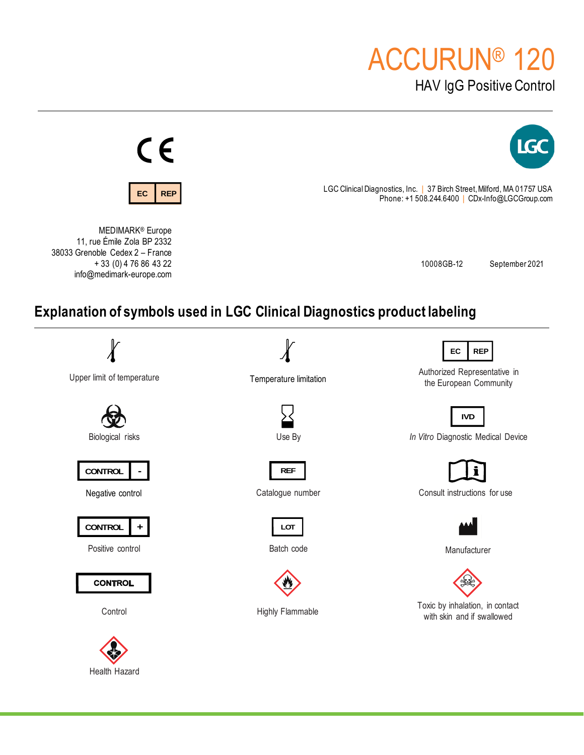# ACCURUN® 120

## HAV IgG Positive Control

CE

EC REP

LGC

LGC Clinical Diagnostics, Inc. | 37 Birch Street, Milford, MA 01757 USA
Phone: +1 508.244.6400 | CDx-Info@LGCGroup.com

MEDIMARK® Europe
11, rue Émile Zola BP 2332
38033 Grenoble Cedex 2 – France
+ 33 (0) 4 76 86 43 22
info@medimark-europe.com

10008GB-12 September 2021

## Explanation of symbols used in LGC Clinical Diagnostics product labeling

| Symbol | Meaning | Symbol | Meaning | Symbol | Meaning |
|---|---|---|---|---|---|
| | Upper limit of temperature | | Temperature limitation | EC REP | Authorized Representative in the European Community |
| | Biological risks | | Use By | IVD | *In Vitro* Diagnostic Medical Device |
| CONTROL - | Negative control | REF | Catalogue number | | Consult instructions for use |
| CONTROL + | Positive control | LOT | Batch code | | Manufacturer |
| CONTROL | Control | | Highly Flammable | | Toxic by inhalation, in contact with skin and if swallowed |
| | Health Hazard | | | | |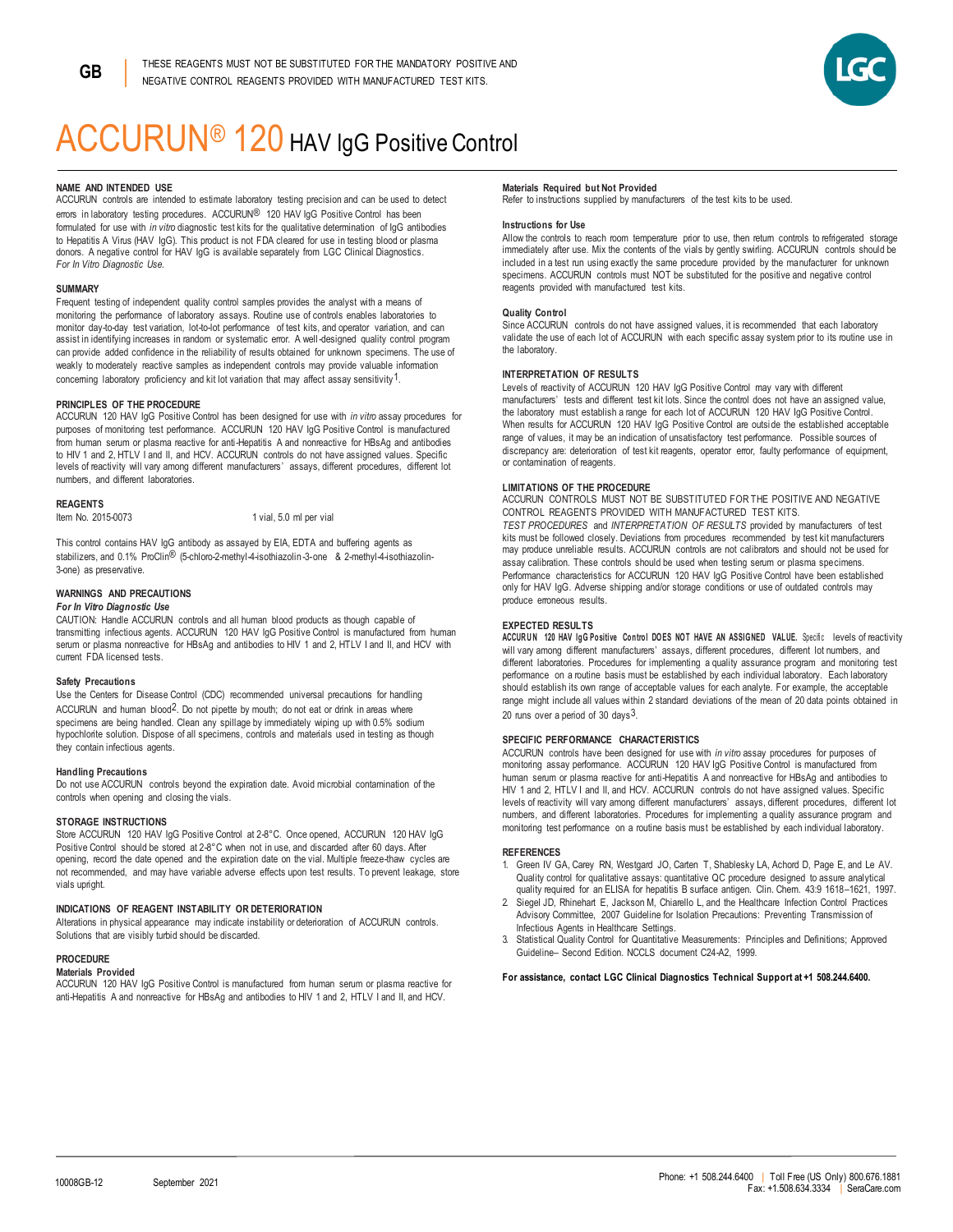GB | THESE REAGENTS MUST NOT BE SUBSTITUTED FOR THE MANDATORY POSITIVE AND NEGATIVE CONTROL REAGENTS PROVIDED WITH MANUFACTURED TEST KITS.

# ACCURUN® 120 HAV IgG Positive Control

## NAME AND INTENDED USE

ACCURUN controls are intended to estimate laboratory testing precision and can be used to detect errors in laboratory testing procedures. ACCURUN® 120 HAV IgG Positive Control has been formulated for use with *in vitro* diagnostic test kits for the qualitative determination of IgG antibodies to Hepatitis A Virus (HAV IgG). This product is not FDA cleared for use in testing blood or plasma donors. A negative control for HAV IgG is available separately from LGC Clinical Diagnostics.
*For In Vitro Diagnostic Use.*

## SUMMARY

Frequent testing of independent quality control samples provides the analyst with a means of monitoring the performance of laboratory assays. Routine use of controls enables laboratories to monitor day-to-day test variation, lot-to-lot performance of test kits, and operator variation, and can assist in identifying increases in random or systematic error. A well-designed quality control program can provide added confidence in the reliability of results obtained for unknown specimens. The use of weakly to moderately reactive samples as independent controls may provide valuable information concerning laboratory proficiency and kit lot variation that may affect assay sensitivity[1].

## PRINCIPLES OF THE PROCEDURE

ACCURUN 120 HAV IgG Positive Control has been designed for use with *in vitro* assay procedures for purposes of monitoring test performance. ACCURUN 120 HAV IgG Positive Control is manufactured from human serum or plasma reactive for anti-Hepatitis A and nonreactive for HBsAg and antibodies to HIV 1 and 2, HTLV I and II, and HCV. ACCURUN controls do not have assigned values. Specific levels of reactivity will vary among different manufacturers' assays, different procedures, different lot numbers, and different laboratories.

## REAGENTS

| | |
|---|---|
| Item No. 2015-0073 | 1 vial, 5.0 ml per vial |

This control contains HAV IgG antibody as assayed by EIA, EDTA and buffering agents as stabilizers, and 0.1% ProClin® (5-chloro-2-methyl-4-isothiazolin-3-one & 2-methyl-4-isothiazolin-3-one) as preservative.

## WARNINGS AND PRECAUTIONS

***For In Vitro Diagnostic Use***

CAUTION: Handle ACCURUN controls and all human blood products as though capable of transmitting infectious agents. ACCURUN 120 HAV IgG Positive Control is manufactured from human serum or plasma nonreactive for HBsAg and antibodies to HIV 1 and 2, HTLV I and II, and HCV with current FDA licensed tests.

### Safety Precautions

Use the Centers for Disease Control (CDC) recommended universal precautions for handling ACCURUN and human blood[2]. Do not pipette by mouth; do not eat or drink in areas where specimens are being handled. Clean any spillage by immediately wiping up with 0.5% sodium hypochlorite solution. Dispose of all specimens, controls and materials used in testing as though they contain infectious agents.

### Handling Precautions

Do not use ACCURUN controls beyond the expiration date. Avoid microbial contamination of the controls when opening and closing the vials.

## STORAGE INSTRUCTIONS

Store ACCURUN 120 HAV IgG Positive Control at 2-8°C. Once opened, ACCURUN 120 HAV IgG Positive Control should be stored at 2-8°C when not in use, and discarded after 60 days. After opening, record the date opened and the expiration date on the vial. Multiple freeze-thaw cycles are not recommended, and may have variable adverse effects upon test results. To prevent leakage, store vials upright.

## INDICATIONS OF REAGENT INSTABILITY OR DETERIORATION

Alterations in physical appearance may indicate instability or deterioration of ACCURUN controls. Solutions that are visibly turbid should be discarded.

## PROCEDURE

### Materials Provided

ACCURUN 120 HAV IgG Positive Control is manufactured from human serum or plasma reactive for anti-Hepatitis A and nonreactive for HBsAg and antibodies to HIV 1 and 2, HTLV I and II, and HCV.

### Materials Required but Not Provided

Refer to instructions supplied by manufacturers of the test kits to be used.

### Instructions for Use

Allow the controls to reach room temperature prior to use, then return controls to refrigerated storage immediately after use. Mix the contents of the vials by gently swirling. ACCURUN controls should be included in a test run using exactly the same procedure provided by the manufacturer for unknown specimens. ACCURUN controls must NOT be substituted for the positive and negative control reagents provided with manufactured test kits.

### Quality Control

Since ACCURUN controls do not have assigned values, it is recommended that each laboratory validate the use of each lot of ACCURUN with each specific assay system prior to its routine use in the laboratory.

## INTERPRETATION OF RESULTS

Levels of reactivity of ACCURUN 120 HAV IgG Positive Control may vary with different manufacturers' tests and different test kit lots. Since the control does not have an assigned value, the laboratory must establish a range for each lot of ACCURUN 120 HAV IgG Positive Control. When results for ACCURUN 120 HAV IgG Positive Control are outside the established acceptable range of values, it may be an indication of unsatisfactory test performance. Possible sources of discrepancy are: deterioration of test kit reagents, operator error, faulty performance of equipment, or contamination of reagents.

## LIMITATIONS OF THE PROCEDURE

ACCURUN CONTROLS MUST NOT BE SUBSTITUTED FOR THE POSITIVE AND NEGATIVE CONTROL REAGENTS PROVIDED WITH MANUFACTURED TEST KITS.

*TEST PROCEDURES* and *INTERPRETATION OF RESULTS* provided by manufacturers of test kits must be followed closely. Deviations from procedures recommended by test kit manufacturers may produce unreliable results. ACCURUN controls are not calibrators and should not be used for assay calibration. These controls should be used when testing serum or plasma specimens. Performance characteristics for ACCURUN 120 HAV IgG Positive Control have been established only for HAV IgG. Adverse shipping and/or storage conditions or use of outdated controls may produce erroneous results.

## EXPECTED RESULTS

**ACCURUN 120 HAV IgG Positive Control DOES NOT HAVE AN ASSIGNED VALUE.** Specific levels of reactivity will vary among different manufacturers' assays, different procedures, different lot numbers, and different laboratories. Procedures for implementing a quality assurance program and monitoring test performance on a routine basis must be established by each individual laboratory. Each laboratory should establish its own range of acceptable values for each analyte. For example, the acceptable range might include all values within 2 standard deviations of the mean of 20 data points obtained in 20 runs over a period of 30 days[3].

## SPECIFIC PERFORMANCE CHARACTERISTICS

ACCURUN controls have been designed for use with *in vitro* assay procedures for purposes of monitoring assay performance. ACCURUN 120 HAV IgG Positive Control is manufactured from human serum or plasma reactive for anti-Hepatitis A and nonreactive for HBsAg and antibodies to HIV 1 and 2, HTLV I and II, and HCV. ACCURUN controls do not have assigned values. Specific levels of reactivity will vary among different manufacturers' assays, different procedures, different lot numbers, and different laboratories. Procedures for implementing a quality assurance program and monitoring test performance on a routine basis must be established by each individual laboratory.

## REFERENCES

1. Green IV GA, Carey RN, Westgard JO, Carten T, Shablesky LA, Achord D, Page E, and Le AV. Quality control for qualitative assays: quantitative QC procedure designed to assure analytical quality required for an ELISA for hepatitis B surface antigen. Clin. Chem. 43:9 1618–1621, 1997.
2. Siegel JD, Rhinehart E, Jackson M, Chiarello L, and the Healthcare Infection Control Practices Advisory Committee, 2007 Guideline for Isolation Precautions: Preventing Transmission of Infectious Agents in Healthcare Settings.
3. Statistical Quality Control for Quantitative Measurements: Principles and Definitions; Approved Guideline– Second Edition. NCCLS document C24-A2, 1999.

**For assistance, contact LGC Clinical Diagnostics Technical Support at +1 508.244.6400.**

10008GB-12 September 2021

Phone: +1 508.244.6400 | Toll Free (US Only) 800.676.1881
Fax: +1.508.634.3334 | SeraCare.com